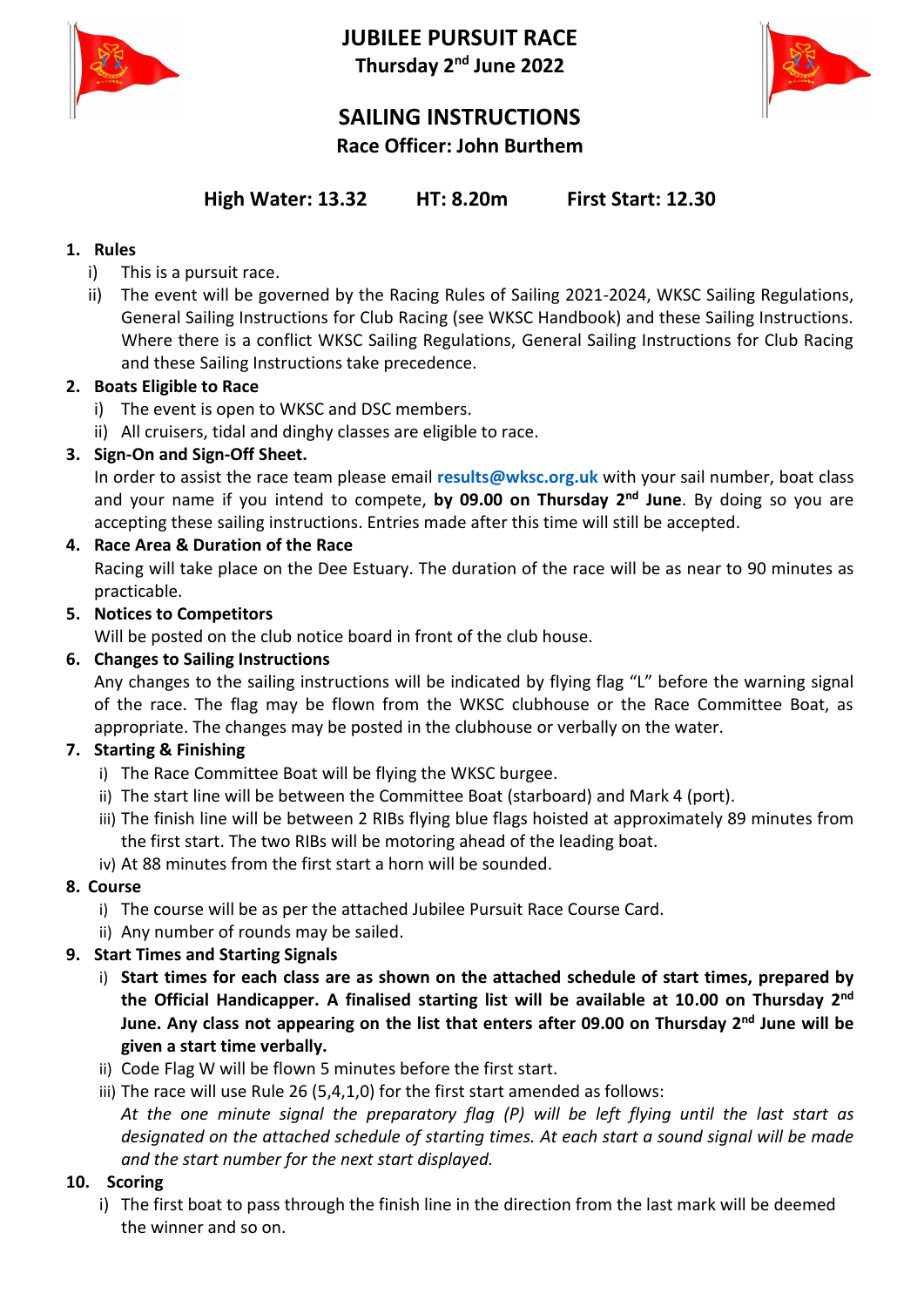# JUBILEE PURSUIT RACE

**Thursday 2nd June 2022**

## SAILING INSTRUCTIONS

**Race Officer: John Burthem**

**High Water: 13.32 HT: 8.20m First Start: 12.30**

1. **Rules**
   1. This is a pursuit race.
   2. The event will be governed by the Racing Rules of Sailing 2021-2024, WKSC Sailing Regulations, General Sailing Instructions for Club Racing (see WKSC Handbook) and these Sailing Instructions. Where there is a conflict WKSC Sailing Regulations, General Sailing Instructions for Club Racing and these Sailing Instructions take precedence.
2. **Boats Eligible to Race**
   1. The event is open to WKSC and DSC members.
   2. All cruisers, tidal and dinghy classes are eligible to race.
3. **Sign-On and Sign-Off Sheet.**
   In order to assist the race team please email **results@wksc.org.uk** with your sail number, boat class and your name if you intend to compete, **by 09.00 on Thursday 2nd June**. By doing so you are accepting these sailing instructions. Entries made after this time will still be accepted.
4. **Race Area & Duration of the Race**
   Racing will take place on the Dee Estuary. The duration of the race will be as near to 90 minutes as practicable.
5. **Notices to Competitors**
   Will be posted on the club notice board in front of the club house.
6. **Changes to Sailing Instructions**
   Any changes to the sailing instructions will be indicated by flying flag "L" before the warning signal of the race. The flag may be flown from the WKSC clubhouse or the Race Committee Boat, as appropriate. The changes may be posted in the clubhouse or verbally on the water.
7. **Starting & Finishing**
   1. The Race Committee Boat will be flying the WKSC burgee.
   2. The start line will be between the Committee Boat (starboard) and Mark 4 (port).
   3. The finish line will be between 2 RIBs flying blue flags hoisted at approximately 89 minutes from the first start. The two RIBs will be motoring ahead of the leading boat.
   4. At 88 minutes from the first start a horn will be sounded.
8. **Course**
   1. The course will be as per the attached Jubilee Pursuit Race Course Card.
   2. Any number of rounds may be sailed.
9. **Start Times and Starting Signals**
   1. **Start times for each class are as shown on the attached schedule of start times, prepared by the Official Handicapper. A finalised starting list will be available at 10.00 on Thursday 2nd June. Any class not appearing on the list that enters after 09.00 on Thursday 2nd June will be given a start time verbally.**
   2. Code Flag W will be flown 5 minutes before the first start.
   3. The race will use Rule 26 (5,4,1,0) for the first start amended as follows:
      *At the one minute signal the preparatory flag (P) will be left flying until the last start as designated on the attached schedule of starting times. At each start a sound signal will be made and the start number for the next start displayed.*
10. **Scoring**
    1. The first boat to pass through the finish line in the direction from the last mark will be deemed the winner and so on.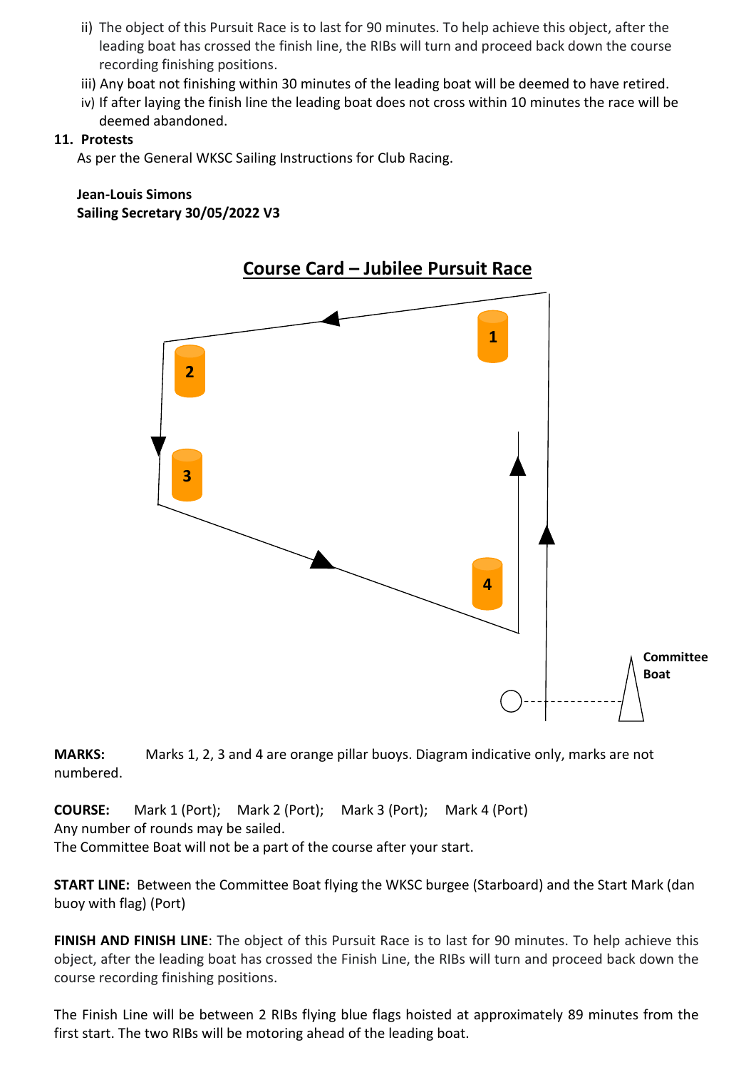ii) The object of this Pursuit Race is to last for 90 minutes. To help achieve this object, after the leading boat has crossed the finish line, the RIBs will turn and proceed back down the course recording finishing positions.

iii) Any boat not finishing within 30 minutes of the leading boat will be deemed to have retired.

iv) If after laying the finish line the leading boat does not cross within 10 minutes the race will be deemed abandoned.

**11. Protests**

As per the General WKSC Sailing Instructions for Club Racing.

**Jean-Louis Simons**
**Sailing Secretary 30/05/2022 V3**

## Course Card – Jubilee Pursuit Race

1

2

3

4

Committee Boat

**MARKS:** Marks 1, 2, 3 and 4 are orange pillar buoys. Diagram indicative only, marks are not numbered.

**COURSE:** Mark 1 (Port); Mark 2 (Port); Mark 3 (Port); Mark 4 (Port)
Any number of rounds may be sailed.
The Committee Boat will not be a part of the course after your start.

**START LINE:** Between the Committee Boat flying the WKSC burgee (Starboard) and the Start Mark (dan buoy with flag) (Port)

**FINISH AND FINISH LINE**: The object of this Pursuit Race is to last for 90 minutes. To help achieve this object, after the leading boat has crossed the Finish Line, the RIBs will turn and proceed back down the course recording finishing positions.

The Finish Line will be between 2 RIBs flying blue flags hoisted at approximately 89 minutes from the first start. The two RIBs will be motoring ahead of the leading boat.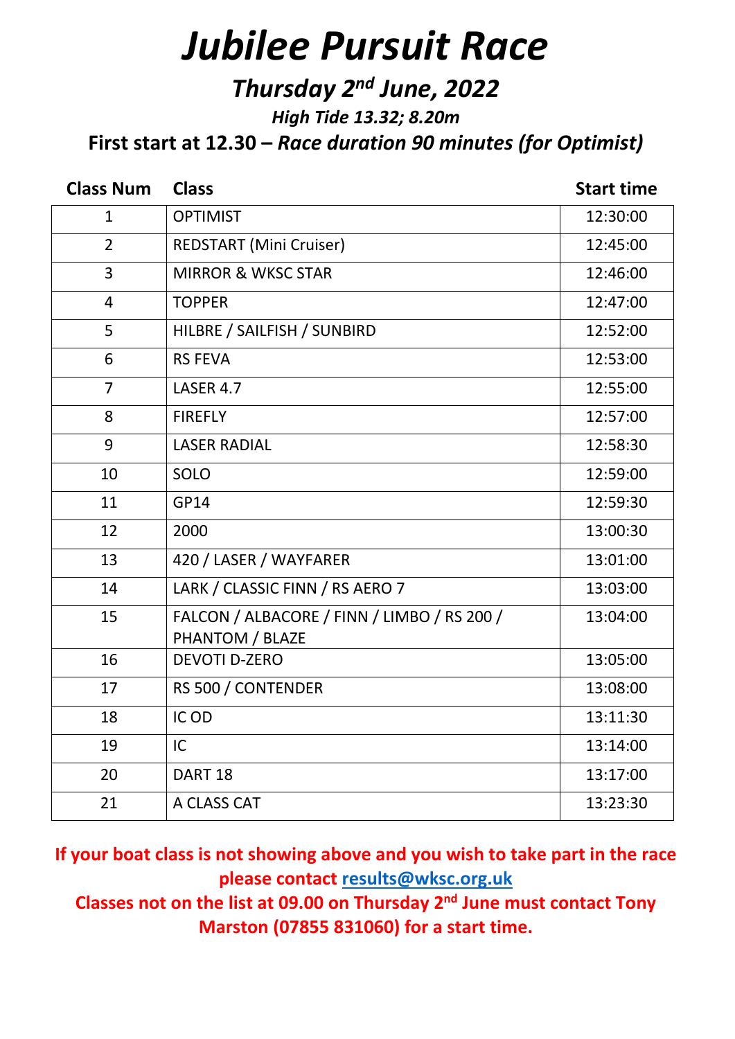# *Jubilee Pursuit Race*

## *Thursday 2nd June, 2022*

### *High Tide 13.32; 8.20m*

**First start at 12.30 – *Race duration 90 minutes (for Optimist)***

| Class Num | Class | Start time |
|---|---|---|
| 1 | OPTIMIST | 12:30:00 |
| 2 | REDSTART (Mini Cruiser) | 12:45:00 |
| 3 | MIRROR & WKSC STAR | 12:46:00 |
| 4 | TOPPER | 12:47:00 |
| 5 | HILBRE / SAILFISH / SUNBIRD | 12:52:00 |
| 6 | RS FEVA | 12:53:00 |
| 7 | LASER 4.7 | 12:55:00 |
| 8 | FIREFLY | 12:57:00 |
| 9 | LASER RADIAL | 12:58:30 |
| 10 | SOLO | 12:59:00 |
| 11 | GP14 | 12:59:30 |
| 12 | 2000 | 13:00:30 |
| 13 | 420 / LASER / WAYFARER | 13:01:00 |
| 14 | LARK / CLASSIC FINN / RS AERO 7 | 13:03:00 |
| 15 | FALCON / ALBACORE / FINN / LIMBO / RS 200 / PHANTOM / BLAZE | 13:04:00 |
| 16 | DEVOTI D-ZERO | 13:05:00 |
| 17 | RS 500 / CONTENDER | 13:08:00 |
| 18 | IC OD | 13:11:30 |
| 19 | IC | 13:14:00 |
| 20 | DART 18 | 13:17:00 |
| 21 | A CLASS CAT | 13:23:30 |

**If your boat class is not showing above and you wish to take part in the race please contact results@wksc.org.uk**

**Classes not on the list at 09.00 on Thursday 2nd June must contact Tony Marston (07855 831060) for a start time.**